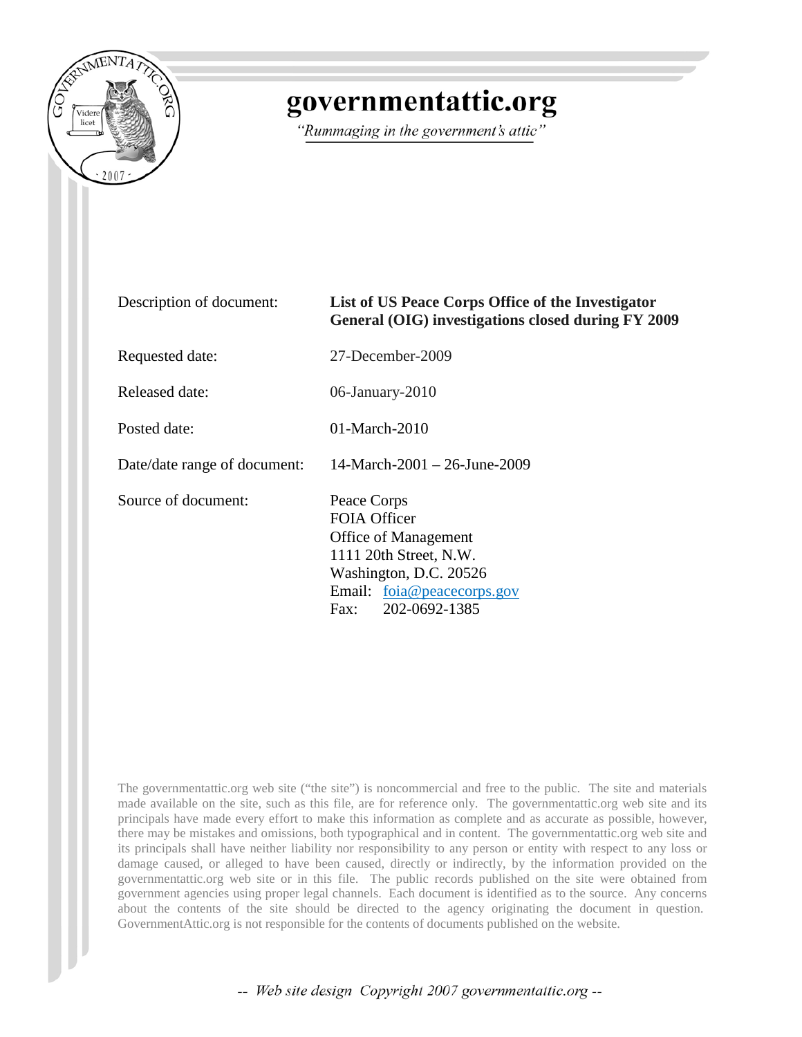# governmentattic.org

*"Rummaging in the government's attic"*

| | |
|---|---|
| Description of document: | **List of US Peace Corps Office of the Investigator General (OIG) investigations closed during FY 2009** |
| Requested date: | 27-December-2009 |
| Released date: | 06-January-2010 |
| Posted date: | 01-March-2010 |
| Date/date range of document: | 14-March-2001 – 26-June-2009 |
| Source of document: | Peace Corps<br>FOIA Officer<br>Office of Management<br>1111 20th Street, N.W.<br>Washington, D.C. 20526<br>Email: foia@peacecorps.gov<br>Fax: 202-0692-1385 |

The governmentattic.org web site ("the site") is noncommercial and free to the public. The site and materials made available on the site, such as this file, are for reference only. The governmentattic.org web site and its principals have made every effort to make this information as complete and as accurate as possible, however, there may be mistakes and omissions, both typographical and in content. The governmentattic.org web site and its principals shall have neither liability nor responsibility to any person or entity with respect to any loss or damage caused, or alleged to have been caused, directly or indirectly, by the information provided on the governmentattic.org web site or in this file. The public records published on the site were obtained from government agencies using proper legal channels. Each document is identified as to the source. Any concerns about the contents of the site should be directed to the agency originating the document in question. GovernmentAttic.org is not responsible for the contents of documents published on the website.

*-- Web site design Copyright 2007 governmentattic.org --*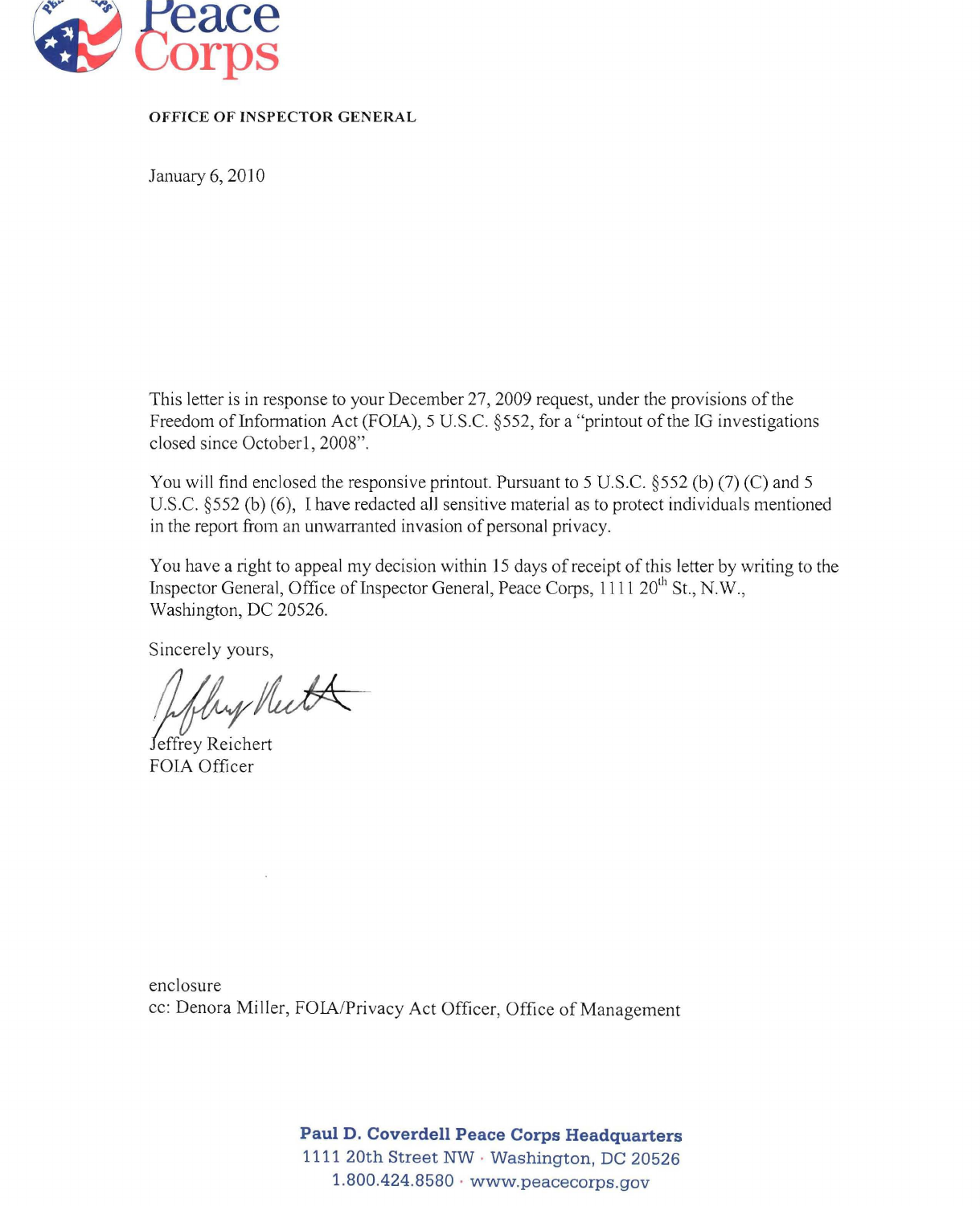Peace Corps

**OFFICE OF INSPECTOR GENERAL**

January 6, 2010

This letter is in response to your December 27, 2009 request, under the provisions of the Freedom of Information Act (FOIA), 5 U.S.C. §552, for a "printout of the IG investigations closed since October1, 2008".

You will find enclosed the responsive printout. Pursuant to 5 U.S.C. §552 (b) (7) (C) and 5 U.S.C. §552 (b) (6), I have redacted all sensitive material as to protect individuals mentioned in the report from an unwarranted invasion of personal privacy.

You have a right to appeal my decision within 15 days of receipt of this letter by writing to the Inspector General, Office of Inspector General, Peace Corps, 1111 20th St., N.W., Washington, DC 20526.

Sincerely yours,

Jeffrey Reichert
FOIA Officer

enclosure
cc: Denora Miller, FOIA/Privacy Act Officer, Office of Management

**Paul D. Coverdell Peace Corps Headquarters**
1111 20th Street NW · Washington, DC 20526
1.800.424.8580 · www.peacecorps.gov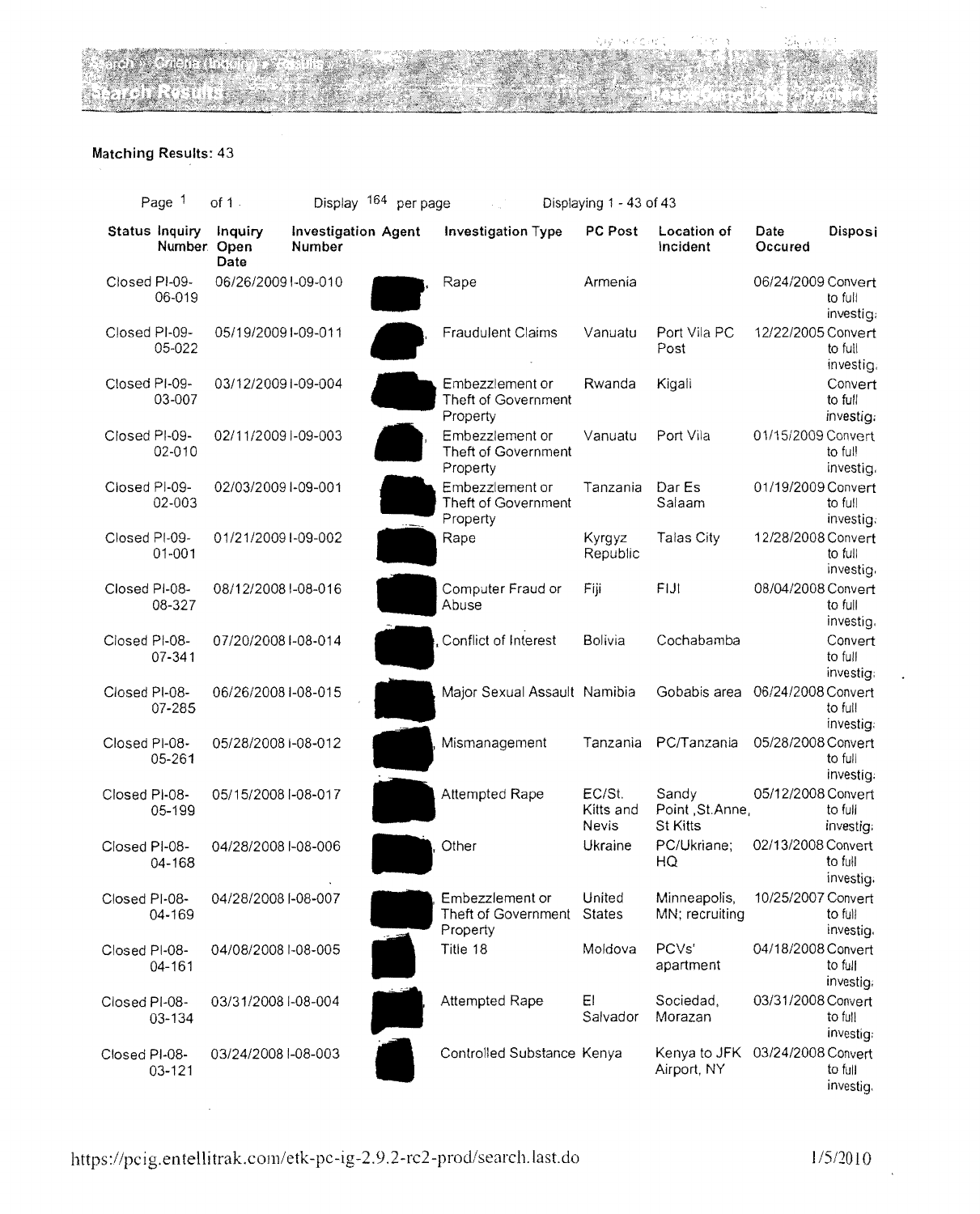Search > Criteria (Inquiry) > Results

Search Results

**Matching Results:** 43

Page 1 of 1 Display 164 per page Displaying 1 - 43 of 43

| Status | Inquiry Number | Inquiry Open Date | Investigation Number | Agent | Investigation Type | PC Post | Location of Incident | Date Occured | Disposi |
|---|---|---|---|---|---|---|---|---|---|
| Closed | PI-09-06-019 | 06/26/2009 | I-09-010 | , | Rape | Armenia | | 06/24/2009 | Convert to full investig |
| Closed | PI-09-05-022 | 05/19/2009 | I-09-011 | , | Fraudulent Claims | Vanuatu | Port Vila PC Post | 12/22/2005 | Convert to full investig |
| Closed | PI-09-03-007 | 03/12/2009 | I-09-004 | | Embezzlement or Theft of Government Property | Rwanda | Kigali | | Convert to full investig |
| Closed | PI-09-02-010 | 02/11/2009 | I-09-003 | , | Embezzlement or Theft of Government Property | Vanuatu | Port Vila | 01/15/2009 | Convert to full investig |
| Closed | PI-09-02-003 | 02/03/2009 | I-09-001 | | Embezzlement or Theft of Government Property | Tanzania | Dar Es Salaam | 01/19/2009 | Convert to full investig |
| Closed | PI-09-01-001 | 01/21/2009 | I-09-002 | | Rape | Kyrgyz Republic | Talas City | 12/28/2008 | Convert to full investig |
| Closed | PI-08-08-327 | 08/12/2008 | I-08-016 | | Computer Fraud or Abuse | Fiji | FIJI | 08/04/2008 | Convert to full investig |
| Closed | PI-08-07-341 | 07/20/2008 | I-08-014 | , | Conflict of Interest | Bolivia | Cochabamba | | Convert to full investig |
| Closed | PI-08-07-285 | 06/26/2008 | I-08-015 | | Major Sexual Assault | Namibia | Gobabis area | 06/24/2008 | Convert to full investig |
| Closed | PI-08-05-261 | 05/28/2008 | I-08-012 | , | Mismanagement | Tanzania | PC/Tanzania | 05/28/2008 | Convert to full investig |
| Closed | PI-08-05-199 | 05/15/2008 | I-08-017 | | Attempted Rape | EC/St. Kitts and Nevis | Sandy Point ,St.Anne, St Kitts | 05/12/2008 | Convert to full investig |
| Closed | PI-08-04-168 | 04/28/2008 | I-08-006 | , | Other | Ukraine | PC/Ukriane; HQ | 02/13/2008 | Convert to full investig |
| Closed | PI-08-04-169 | 04/28/2008 | I-08-007 | | Embezzlement or Theft of Government Property | United States | Minneapolis, MN; recruiting | 10/25/2007 | Convert to full investig |
| Closed | PI-08-04-161 | 04/08/2008 | I-08-005 | | Title 18 | Moldova | PCVs' apartment | 04/18/2008 | Convert to full investig |
| Closed | PI-08-03-134 | 03/31/2008 | I-08-004 | , | Attempted Rape | El Salvador | Sociedad, Morazan | 03/31/2008 | Convert to full investig |
| Closed | PI-08-03-121 | 03/24/2008 | I-08-003 | | Controlled Substance | Kenya | Kenya to JFK Airport, NY | 03/24/2008 | Convert to full investig |

https://pcig.entellitrak.com/etk-pc-ig-2.9.2-rc2-prod/search.last.do 1/5/2010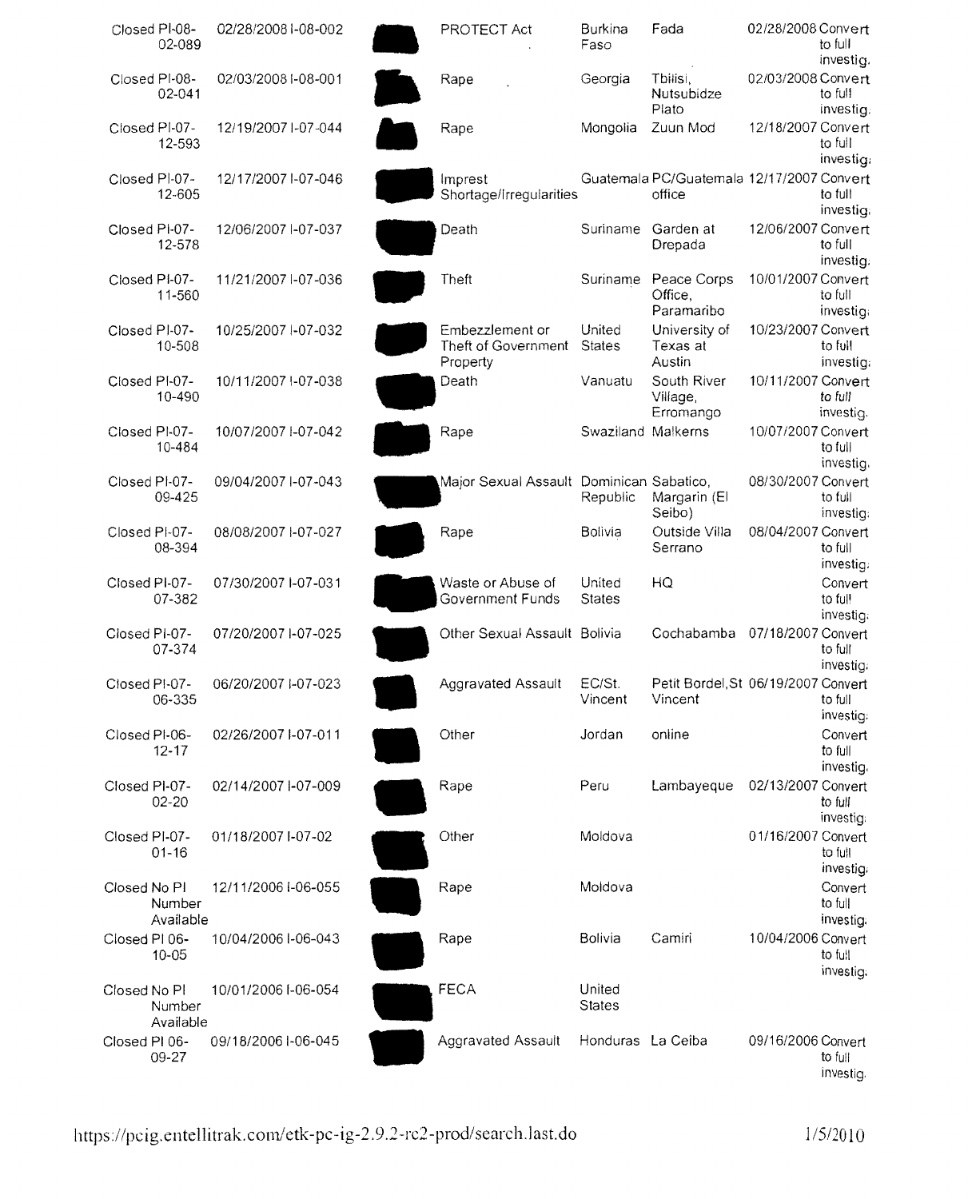| | | | | | | | | |
|---|---|---|---|---|---|---|---|---|
| Closed | PI-08-02-089 | 02/28/2008 | I-08-002 | | PROTECT Act | Burkina Faso | Fada | 02/28/2008 | Convert to full investig. |
| Closed | PI-08-02-041 | 02/03/2008 | I-08-001 | | Rape | Georgia | Tbilisi, Nutsubidze Plato | 02/03/2008 | Convert to full investig. |
| Closed | PI-07-12-593 | 12/19/2007 | I-07-044 | | Rape | Mongolia | Zuun Mod | 12/18/2007 | Convert to full investig. |
| Closed | PI-07-12-605 | 12/17/2007 | I-07-046 | | Imprest Shortage/Irregularities | Guatemala | PC/Guatemala office | 12/17/2007 | Convert to full investig. |
| Closed | PI-07-12-578 | 12/06/2007 | I-07-037 | | Death | Suriname | Garden at Drepada | 12/06/2007 | Convert to full investig. |
| Closed | PI-07-11-560 | 11/21/2007 | I-07-036 | | Theft | Suriname | Peace Corps Office, Paramaribo | 10/01/2007 | Convert to full investig. |
| Closed | PI-07-10-508 | 10/25/2007 | I-07-032 | | Embezzlement or Theft of Government Property | United States | University of Texas at Austin | 10/23/2007 | Convert to full investig. |
| Closed | PI-07-10-490 | 10/11/2007 | I-07-038 | | Death | Vanuatu | South River Village, Erromango | 10/11/2007 | Convert to full investig. |
| Closed | PI-07-10-484 | 10/07/2007 | I-07-042 | | Rape | Swaziland | Malkerns | 10/07/2007 | Convert to full investig. |
| Closed | PI-07-09-425 | 09/04/2007 | I-07-043 | | Major Sexual Assault | Dominican Republic | Sabatico, Margarin (El Seibo) | 08/30/2007 | Convert to full investig. |
| Closed | PI-07-08-394 | 08/08/2007 | I-07-027 | | Rape | Bolivia | Outside Villa Serrano | 08/04/2007 | Convert to full investig. |
| Closed | PI-07-07-382 | 07/30/2007 | I-07-031 | | Waste or Abuse of Government Funds | United States | HQ | | Convert to full investig. |
| Closed | PI-07-07-374 | 07/20/2007 | I-07-025 | | Other Sexual Assault | Bolivia | Cochabamba | 07/18/2007 | Convert to full investig. |
| Closed | PI-07-06-335 | 06/20/2007 | I-07-023 | | Aggravated Assault | EC/St. Vincent | Petit Bordel, St Vincent | 06/19/2007 | Convert to full investig. |
| Closed | PI-06-12-17 | 02/26/2007 | I-07-011 | | Other | Jordan | online | | Convert to full investig. |
| Closed | PI-07-02-20 | 02/14/2007 | I-07-009 | | Rape | Peru | Lambayeque | 02/13/2007 | Convert to full investig. |
| Closed | PI-07-01-16 | 01/18/2007 | I-07-02 | | Other | Moldova | | 01/16/2007 | Convert to full investig. |
| Closed | No PI Number Available | 12/11/2006 | I-06-055 | | Rape | Moldova | | | Convert to full investig. |
| Closed | PI 06-10-05 | 10/04/2006 | I-06-043 | | Rape | Bolivia | Camiri | 10/04/2006 | Convert to full investig. |
| Closed | No PI Number Available | 10/01/2006 | I-06-054 | | FECA | United States | | | |
| Closed | PI 06-09-27 | 09/18/2006 | I-06-045 | | Aggravated Assault | Honduras | La Ceiba | 09/16/2006 | Convert to full investig. |

https://pcig.entellitrak.com/etk-pc-ig-2.9.2-rc2-prod/search.last.do 1/5/2010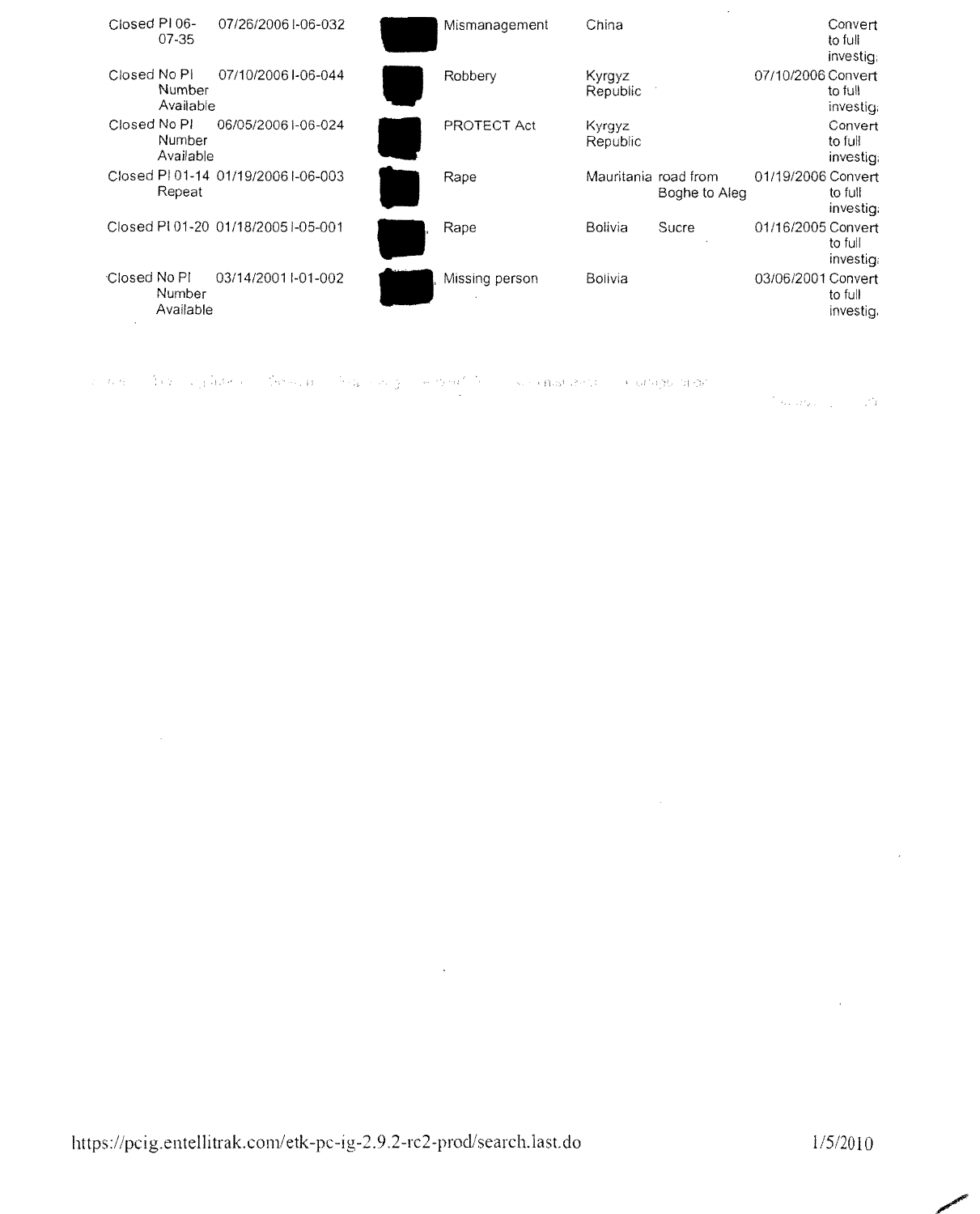| | | | | | | | | |
|---|---|---|---|---|---|---|---|---|
| Closed | PI 06-07-35 | 07/26/2006 | I-06-032 | | Mismanagement | China | | | Convert to full investig. |
| Closed | No PI Number Available | 07/10/2006 | I-06-044 | | Robbery | Kyrgyz Republic | | 07/10/2006 | Convert to full investig. |
| Closed | No PI Number Available | 06/05/2006 | I-06-024 | | PROTECT Act | Kyrgyz Republic | | | Convert to full investig. |
| Closed | PI 01-14 Repeat | 01/19/2006 | I-06-003 | | Rape | Mauritania | road from Boghe to Aleg | 01/19/2006 | Convert to full investig. |
| Closed | PI 01-20 | 01/18/2005 | I-05-001 | | Rape | Bolivia | Sucre | 01/16/2005 | Convert to full investig. |
| Closed | No PI Number Available | 03/14/2001 | I-01-002 | | Missing person | Bolivia | | 03/06/2001 | Convert to full investig. |

https://pcig.entellitrak.com/etk-pc-ig-2.9.2-rc2-prod/search.last.do 1/5/2010